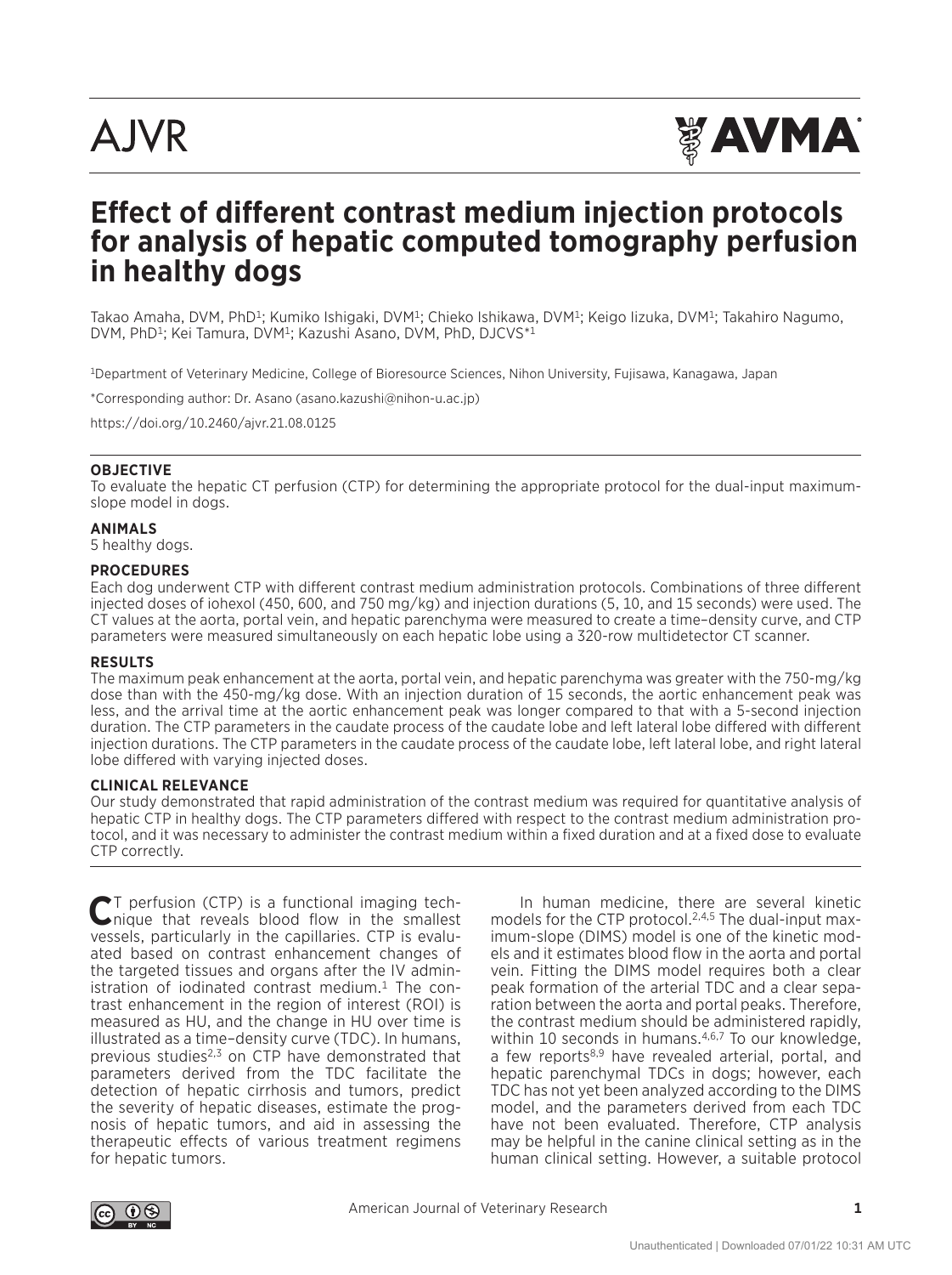# Effect of different contrast medium injection protocols for analysis of hepatic computed tomography perfusion in healthy dogs

Takao Amaha, DVM, PhD[1]; Kumiko Ishigaki, DVM[1]; Chieko Ishikawa, DVM[1]; Keigo Iizuka, DVM[1]; Takahiro Nagumo, DVM, PhD[1]; Kei Tamura, DVM[1]; Kazushi Asano, DVM, PhD, DJCVS*[1]

[1]Department of Veterinary Medicine, College of Bioresource Sciences, Nihon University, Fujisawa, Kanagawa, Japan

*Corresponding author: Dr. Asano (asano.kazushi@nihon-u.ac.jp)

https://doi.org/10.2460/ajvr.21.08.0125

**OBJECTIVE**
To evaluate the hepatic CT perfusion (CTP) for determining the appropriate protocol for the dual-input maximum-slope model in dogs.

**ANIMALS**
5 healthy dogs.

**PROCEDURES**
Each dog underwent CTP with different contrast medium administration protocols. Combinations of three different injected doses of iohexol (450, 600, and 750 mg/kg) and injection durations (5, 10, and 15 seconds) were used. The CT values at the aorta, portal vein, and hepatic parenchyma were measured to create a time–density curve, and CTP parameters were measured simultaneously on each hepatic lobe using a 320-row multidetector CT scanner.

**RESULTS**
The maximum peak enhancement at the aorta, portal vein, and hepatic parenchyma was greater with the 750-mg/kg dose than with the 450-mg/kg dose. With an injection duration of 15 seconds, the aortic enhancement peak was less, and the arrival time at the aortic enhancement peak was longer compared to that with a 5-second injection duration. The CTP parameters in the caudate process of the caudate lobe and left lateral lobe differed with different injection durations. The CTP parameters in the caudate process of the caudate lobe, left lateral lobe, and right lateral lobe differed with varying injected doses.

**CLINICAL RELEVANCE**
Our study demonstrated that rapid administration of the contrast medium was required for quantitative analysis of hepatic CTP in healthy dogs. The CTP parameters differed with respect to the contrast medium administration protocol, and it was necessary to administer the contrast medium within a fixed duration and at a fixed dose to evaluate CTP correctly.

CT perfusion (CTP) is a functional imaging technique that reveals blood flow in the smallest vessels, particularly in the capillaries. CTP is evaluated based on contrast enhancement changes of the targeted tissues and organs after the IV administration of iodinated contrast medium.[1] The contrast enhancement in the region of interest (ROI) is measured as HU, and the change in HU over time is illustrated as a time–density curve (TDC). In humans, previous studies[2,3] on CTP have demonstrated that parameters derived from the TDC facilitate the detection of hepatic cirrhosis and tumors, predict the severity of hepatic diseases, estimate the prognosis of hepatic tumors, and aid in assessing the therapeutic effects of various treatment regimens for hepatic tumors.

In human medicine, there are several kinetic models for the CTP protocol.[2,4,5] The dual-input maximum-slope (DIMS) model is one of the kinetic models and it estimates blood flow in the aorta and portal vein. Fitting the DIMS model requires both a clear peak formation of the arterial TDC and a clear separation between the aorta and portal peaks. Therefore, the contrast medium should be administered rapidly, within 10 seconds in humans.[4,6,7] To our knowledge, a few reports[8,9] have revealed arterial, portal, and hepatic parenchymal TDCs in dogs; however, each TDC has not yet been analyzed according to the DIMS model, and the parameters derived from each TDC have not been evaluated. Therefore, CTP analysis may be helpful in the canine clinical setting as in the human clinical setting. However, a suitable protocol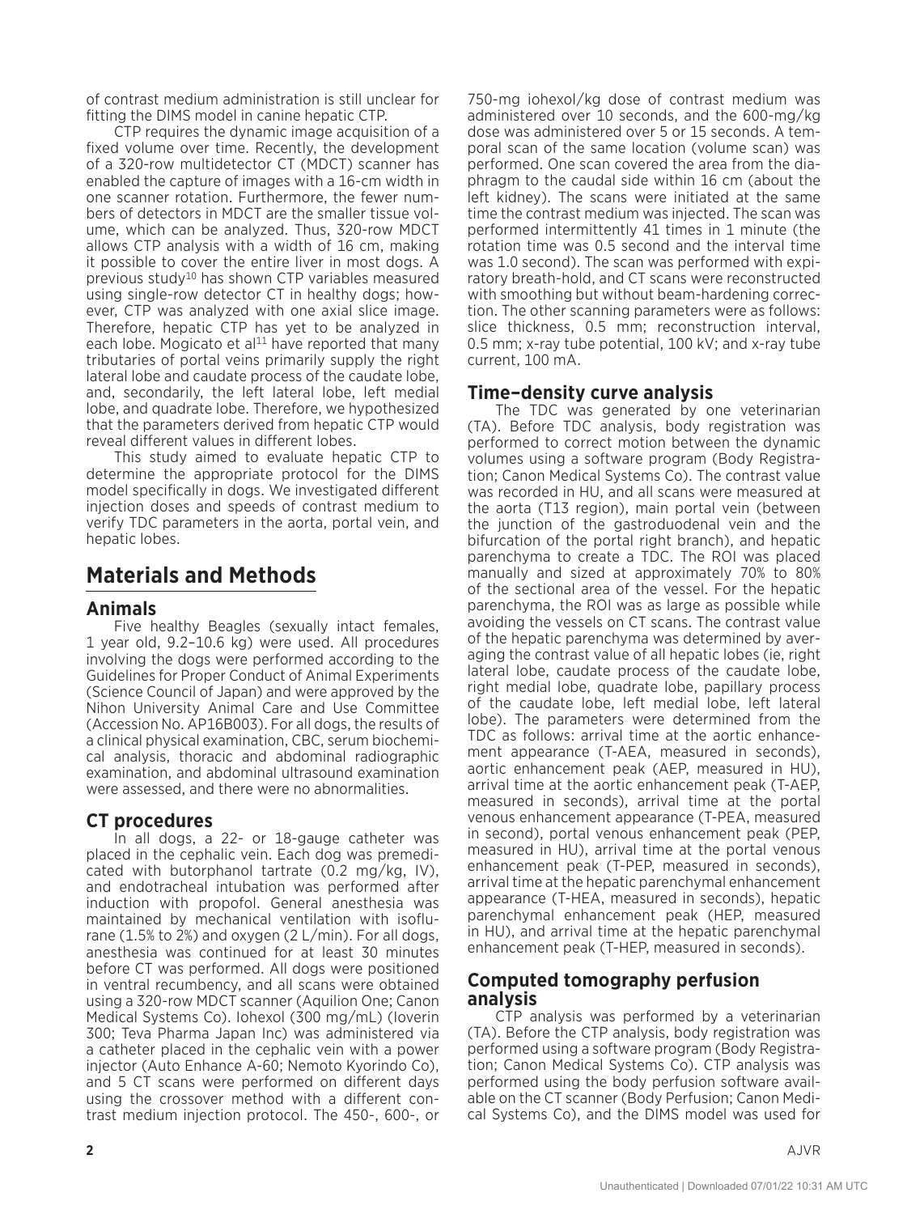of contrast medium administration is still unclear for fitting the DIMS model in canine hepatic CTP.

CTP requires the dynamic image acquisition of a fixed volume over time. Recently, the development of a 320-row multidetector CT (MDCT) scanner has enabled the capture of images with a 16-cm width in one scanner rotation. Furthermore, the fewer numbers of detectors in MDCT are the smaller tissue volume, which can be analyzed. Thus, 320-row MDCT allows CTP analysis with a width of 16 cm, making it possible to cover the entire liver in most dogs. A previous study[10] has shown CTP variables measured using single-row detector CT in healthy dogs; however, CTP was analyzed with one axial slice image. Therefore, hepatic CTP has yet to be analyzed in each lobe. Mogicato et al[11] have reported that many tributaries of portal veins primarily supply the right lateral lobe and caudate process of the caudate lobe, and, secondarily, the left lateral lobe, left medial lobe, and quadrate lobe. Therefore, we hypothesized that the parameters derived from hepatic CTP would reveal different values in different lobes.

This study aimed to evaluate hepatic CTP to determine the appropriate protocol for the DIMS model specifically in dogs. We investigated different injection doses and speeds of contrast medium to verify TDC parameters in the aorta, portal vein, and hepatic lobes.

# Materials and Methods

## Animals

Five healthy Beagles (sexually intact females, 1 year old, 9.2–10.6 kg) were used. All procedures involving the dogs were performed according to the Guidelines for Proper Conduct of Animal Experiments (Science Council of Japan) and were approved by the Nihon University Animal Care and Use Committee (Accession No. AP16B003). For all dogs, the results of a clinical physical examination, CBC, serum biochemical analysis, thoracic and abdominal radiographic examination, and abdominal ultrasound examination were assessed, and there were no abnormalities.

## CT procedures

In all dogs, a 22- or 18-gauge catheter was placed in the cephalic vein. Each dog was premedicated with butorphanol tartrate (0.2 mg/kg, IV), and endotracheal intubation was performed after induction with propofol. General anesthesia was maintained by mechanical ventilation with isoflurane (1.5% to 2%) and oxygen (2 L/min). For all dogs, anesthesia was continued for at least 30 minutes before CT was performed. All dogs were positioned in ventral recumbency, and all scans were obtained using a 320-row MDCT scanner (Aquilion One; Canon Medical Systems Co). Iohexol (300 mg/mL) (Ioverin 300; Teva Pharma Japan Inc) was administered via a catheter placed in the cephalic vein with a power injector (Auto Enhance A-60; Nemoto Kyorindo Co), and 5 CT scans were performed on different days using the crossover method with a different contrast medium injection protocol. The 450-, 600-, or 750-mg iohexol/kg dose of contrast medium was administered over 10 seconds, and the 600-mg/kg dose was administered over 5 or 15 seconds. A temporal scan of the same location (volume scan) was performed. One scan covered the area from the diaphragm to the caudal side within 16 cm (about the left kidney). The scans were initiated at the same time the contrast medium was injected. The scan was performed intermittently 41 times in 1 minute (the rotation time was 0.5 second and the interval time was 1.0 second). The scan was performed with expiratory breath-hold, and CT scans were reconstructed with smoothing but without beam-hardening correction. The other scanning parameters were as follows: slice thickness, 0.5 mm; reconstruction interval, 0.5 mm; x-ray tube potential, 100 kV; and x-ray tube current, 100 mA.

## Time–density curve analysis

The TDC was generated by one veterinarian (TA). Before TDC analysis, body registration was performed to correct motion between the dynamic volumes using a software program (Body Registration; Canon Medical Systems Co). The contrast value was recorded in HU, and all scans were measured at the aorta (T13 region), main portal vein (between the junction of the gastroduodenal vein and the bifurcation of the portal right branch), and hepatic parenchyma to create a TDC. The ROI was placed manually and sized at approximately 70% to 80% of the sectional area of the vessel. For the hepatic parenchyma, the ROI was as large as possible while avoiding the vessels on CT scans. The contrast value of the hepatic parenchyma was determined by averaging the contrast value of all hepatic lobes (ie, right lateral lobe, caudate process of the caudate lobe, right medial lobe, quadrate lobe, papillary process of the caudate lobe, left medial lobe, left lateral lobe). The parameters were determined from the TDC as follows: arrival time at the aortic enhancement appearance (T-AEA, measured in seconds), aortic enhancement peak (AEP, measured in HU), arrival time at the aortic enhancement peak (T-AEP, measured in seconds), arrival time at the portal venous enhancement appearance (T-PEA, measured in second), portal venous enhancement peak (PEP, measured in HU), arrival time at the portal venous enhancement peak (T-PEP, measured in seconds), arrival time at the hepatic parenchymal enhancement appearance (T-HEA, measured in seconds), hepatic parenchymal enhancement peak (HEP, measured in HU), and arrival time at the hepatic parenchymal enhancement peak (T-HEP, measured in seconds).

## Computed tomography perfusion analysis

CTP analysis was performed by a veterinarian (TA). Before the CTP analysis, body registration was performed using a software program (Body Registration; Canon Medical Systems Co). CTP analysis was performed using the body perfusion software available on the CT scanner (Body Perfusion; Canon Medical Systems Co), and the DIMS model was used for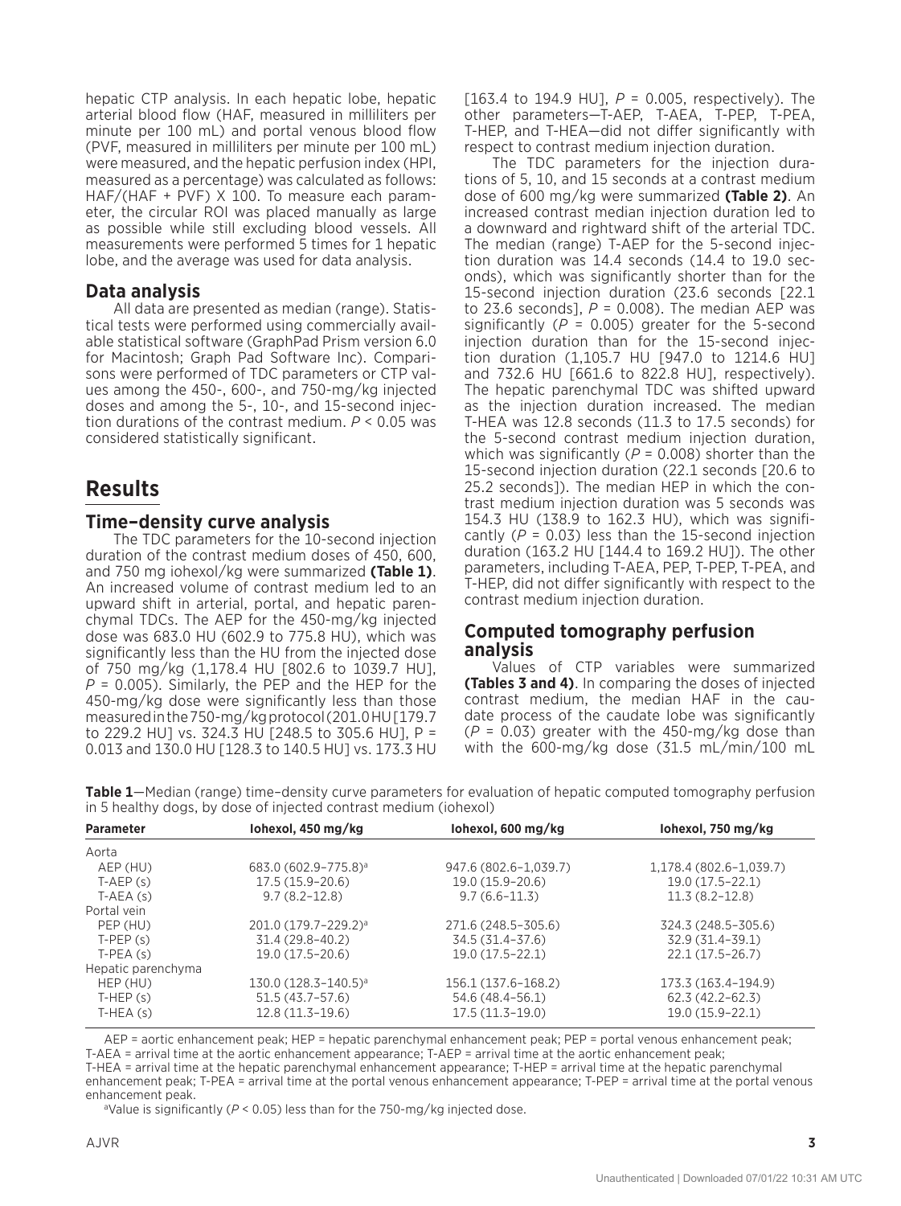hepatic CTP analysis. In each hepatic lobe, hepatic arterial blood flow (HAF, measured in milliliters per minute per 100 mL) and portal venous blood flow (PVF, measured in milliliters per minute per 100 mL) were measured, and the hepatic perfusion index (HPI, measured as a percentage) was calculated as follows: HAF/(HAF + PVF) X 100. To measure each parameter, the circular ROI was placed manually as large as possible while still excluding blood vessels. All measurements were performed 5 times for 1 hepatic lobe, and the average was used for data analysis.

## Data analysis

All data are presented as median (range). Statistical tests were performed using commercially available statistical software (GraphPad Prism version 6.0 for Macintosh; Graph Pad Software Inc). Comparisons were performed of TDC parameters or CTP values among the 450-, 600-, and 750-mg/kg injected doses and among the 5-, 10-, and 15-second injection durations of the contrast medium. $P < 0.05$ was considered statistically significant.

# Results

## Time–density curve analysis

The TDC parameters for the 10-second injection duration of the contrast medium doses of 450, 600, and 750 mg iohexol/kg were summarized **(Table 1)**. An increased volume of contrast medium led to an upward shift in arterial, portal, and hepatic parenchymal TDCs. The AEP for the 450-mg/kg injected dose was 683.0 HU (602.9 to 775.8 HU), which was significantly less than the HU from the injected dose of 750 mg/kg (1,178.4 HU [802.6 to 1039.7 HU], $P = 0.005$). Similarly, the PEP and the HEP for the 450-mg/kg dose were significantly less than those measured in the 750-mg/kg protocol (201.0 HU [179.7 to 229.2 HU] vs. 324.3 HU [248.5 to 305.6 HU], $P = 0.013$ and 130.0 HU [128.3 to 140.5 HU] vs. 173.3 HU [163.4 to 194.9 HU], $P = 0.005$, respectively). The other parameters—T-AEP, T-AEA, T-PEP, T-PEA, T-HEP, and T-HEA—did not differ significantly with respect to contrast medium injection duration.

The TDC parameters for the injection durations of 5, 10, and 15 seconds at a contrast medium dose of 600 mg/kg were summarized **(Table 2)**. An increased contrast median injection duration led to a downward and rightward shift of the arterial TDC. The median (range) T-AEP for the 5-second injection duration was 14.4 seconds (14.4 to 19.0 seconds), which was significantly shorter than for the 15-second injection duration (23.6 seconds [22.1 to 23.6 seconds], $P = 0.008$). The median AEP was significantly ($P = 0.005$) greater for the 5-second injection duration than for the 15-second injection duration (1,105.7 HU [947.0 to 1214.6 HU] and 732.6 HU [661.6 to 822.8 HU], respectively). The hepatic parenchymal TDC was shifted upward as the injection duration increased. The median T-HEA was 12.8 seconds (11.3 to 17.5 seconds) for the 5-second contrast medium injection duration, which was significantly ($P = 0.008$) shorter than the 15-second injection duration (22.1 seconds [20.6 to 25.2 seconds]). The median HEP in which the contrast medium injection duration was 5 seconds was 154.3 HU (138.9 to 162.3 HU), which was significantly ($P = 0.03$) less than the 15-second injection duration (163.2 HU [144.4 to 169.2 HU]). The other parameters, including T-AEA, PEP, T-PEP, T-PEA, and T-HEP, did not differ significantly with respect to the contrast medium injection duration.

## Computed tomography perfusion analysis

Values of CTP variables were summarized **(Tables 3 and 4)**. In comparing the doses of injected contrast medium, the median HAF in the caudate process of the caudate lobe was significantly ($P = 0.03$) greater with the 450-mg/kg dose than with the 600-mg/kg dose (31.5 mL/min/100 mL

**Table 1**—Median (range) time–density curve parameters for evaluation of hepatic computed tomography perfusion in 5 healthy dogs, by dose of injected contrast medium (iohexol)

| Parameter | Iohexol, 450 mg/kg | Iohexol, 600 mg/kg | Iohexol, 750 mg/kg |
|---|---|---|---|
| Aorta | | | |
| AEP (HU) | 683.0 (602.9–775.8)[a] | 947.6 (802.6–1,039.7) | 1,178.4 (802.6–1,039.7) |
| T-AEP (s) | 17.5 (15.9–20.6) | 19.0 (15.9–20.6) | 19.0 (17.5–22.1) |
| T-AEA (s) | 9.7 (8.2–12.8) | 9.7 (6.6–11.3) | 11.3 (8.2–12.8) |
| Portal vein | | | |
| PEP (HU) | 201.0 (179.7–229.2)[a] | 271.6 (248.5–305.6) | 324.3 (248.5–305.6) |
| T-PEP (s) | 31.4 (29.8–40.2) | 34.5 (31.4–37.6) | 32.9 (31.4–39.1) |
| T-PEA (s) | 19.0 (17.5–20.6) | 19.0 (17.5–22.1) | 22.1 (17.5–26.7) |
| Hepatic parenchyma | | | |
| HEP (HU) | 130.0 (128.3–140.5)[a] | 156.1 (137.6–168.2) | 173.3 (163.4–194.9) |
| T-HEP (s) | 51.5 (43.7–57.6) | 54.6 (48.4–56.1) | 62.3 (42.2–62.3) |
| T-HEA (s) | 12.8 (11.3–19.6) | 17.5 (11.3–19.0) | 19.0 (15.9–22.1) |

AEP = aortic enhancement peak; HEP = hepatic parenchymal enhancement peak; PEP = portal venous enhancement peak; T-AEA = arrival time at the aortic enhancement appearance; T-AEP = arrival time at the aortic enhancement peak; T-HEA = arrival time at the hepatic parenchymal enhancement appearance; T-HEP = arrival time at the hepatic parenchymal enhancement peak; T-PEA = arrival time at the portal venous enhancement appearance; T-PEP = arrival time at the portal venous enhancement peak.

[a]Value is significantly ($P < 0.05$) less than for the 750-mg/kg injected dose.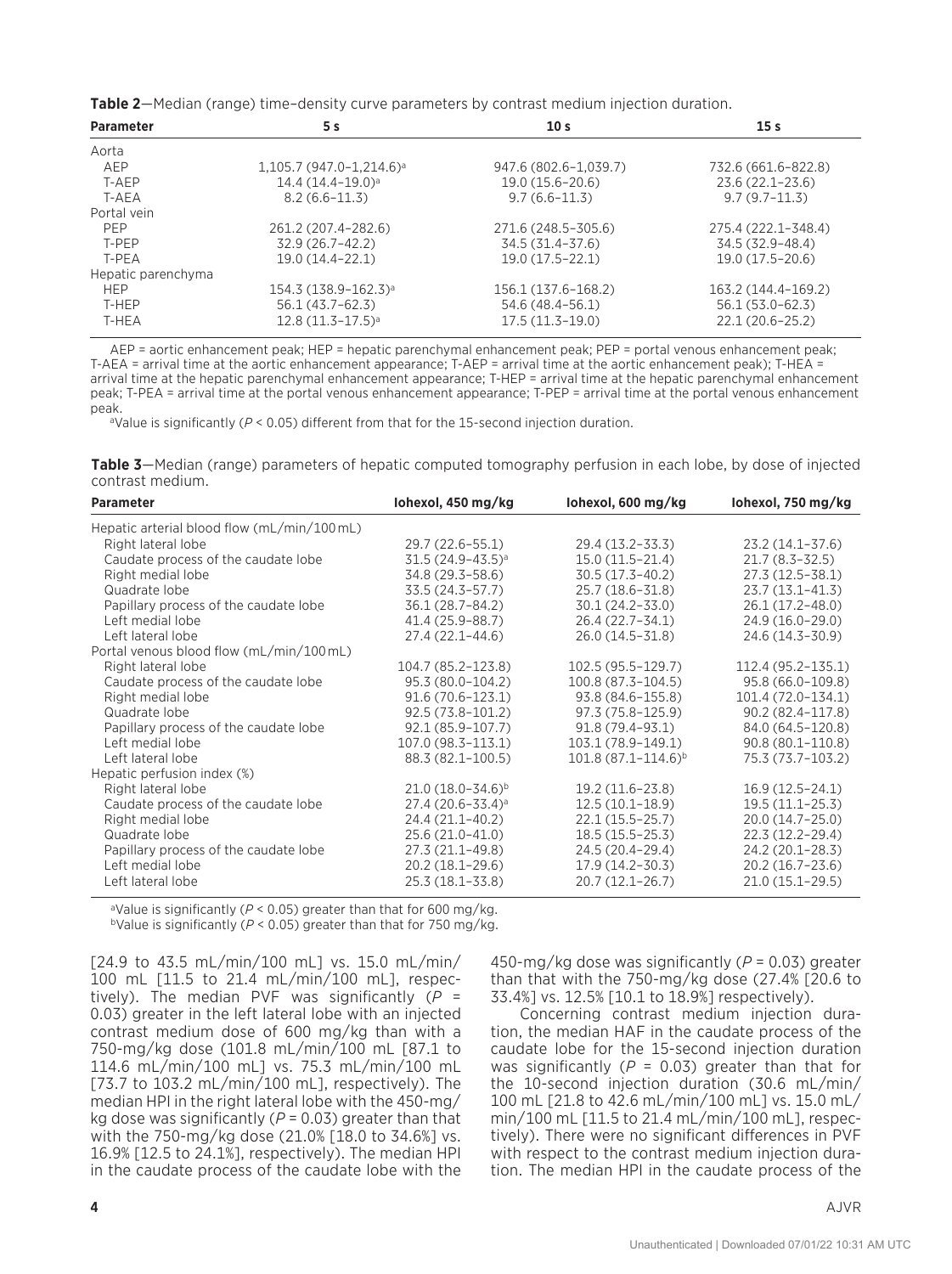**Table 2**—Median (range) time–density curve parameters by contrast medium injection duration.

| Parameter | 5 s | 10 s | 15 s |
|---|---|---|---|
| Aorta | | | |
| AEP | 1,105.7 (947.0–1,214.6)[a] | 947.6 (802.6–1,039.7) | 732.6 (661.6–822.8) |
| T-AEP | 14.4 (14.4–19.0)[a] | 19.0 (15.6–20.6) | 23.6 (22.1–23.6) |
| T-AEA | 8.2 (6.6–11.3) | 9.7 (6.6–11.3) | 9.7 (9.7–11.3) |
| Portal vein | | | |
| PEP | 261.2 (207.4–282.6) | 271.6 (248.5–305.6) | 275.4 (222.1–348.4) |
| T-PEP | 32.9 (26.7–42.2) | 34.5 (31.4–37.6) | 34.5 (32.9–48.4) |
| T-PEA | 19.0 (14.4–22.1) | 19.0 (17.5–22.1) | 19.0 (17.5–20.6) |
| Hepatic parenchyma | | | |
| HEP | 154.3 (138.9–162.3)[a] | 156.1 (137.6–168.2) | 163.2 (144.4–169.2) |
| T-HEP | 56.1 (43.7–62.3) | 54.6 (48.4–56.1) | 56.1 (53.0–62.3) |
| T-HEA | 12.8 (11.3–17.5)[a] | 17.5 (11.3–19.0) | 22.1 (20.6–25.2) |

AEP = aortic enhancement peak; HEP = hepatic parenchymal enhancement peak; PEP = portal venous enhancement peak; T-AEA = arrival time at the aortic enhancement appearance; T-AEP = arrival time at the aortic enhancement peak); T-HEA = arrival time at the hepatic parenchymal enhancement appearance; T-HEP = arrival time at the hepatic parenchymal enhancement peak; T-PEA = arrival time at the portal venous enhancement appearance; T-PEP = arrival time at the portal venous enhancement peak.

[a]Value is significantly ($P < 0.05$) different from that for the 15-second injection duration.

**Table 3**—Median (range) parameters of hepatic computed tomography perfusion in each lobe, by dose of injected contrast medium.

| Parameter | Iohexol, 450 mg/kg | Iohexol, 600 mg/kg | Iohexol, 750 mg/kg |
|---|---|---|---|
| Hepatic arterial blood flow (mL/min/100 mL) | | | |
| Right lateral lobe | 29.7 (22.6–55.1) | 29.4 (13.2–33.3) | 23.2 (14.1–37.6) |
| Caudate process of the caudate lobe | 31.5 (24.9–43.5)[a] | 15.0 (11.5–21.4) | 21.7 (8.3–32.5) |
| Right medial lobe | 34.8 (29.3–58.6) | 30.5 (17.3–40.2) | 27.3 (12.5–38.1) |
| Quadrate lobe | 33.5 (24.3–57.7) | 25.7 (18.6–31.8) | 23.7 (13.1–41.3) |
| Papillary process of the caudate lobe | 36.1 (28.7–84.2) | 30.1 (24.2–33.0) | 26.1 (17.2–48.0) |
| Left medial lobe | 41.4 (25.9–88.7) | 26.4 (22.7–34.1) | 24.9 (16.0–29.0) |
| Left lateral lobe | 27.4 (22.1–44.6) | 26.0 (14.5–31.8) | 24.6 (14.3–30.9) |
| Portal venous blood flow (mL/min/100 mL) | | | |
| Right lateral lobe | 104.7 (85.2–123.8) | 102.5 (95.5–129.7) | 112.4 (95.2–135.1) |
| Caudate process of the caudate lobe | 95.3 (80.0–104.2) | 100.8 (87.3–104.5) | 95.8 (66.0–109.8) |
| Right medial lobe | 91.6 (70.6–123.1) | 93.8 (84.6–155.8) | 101.4 (72.0–134.1) |
| Quadrate lobe | 92.5 (73.8–101.2) | 97.3 (75.8–125.9) | 90.2 (82.4–117.8) |
| Papillary process of the caudate lobe | 92.1 (85.9–107.7) | 91.8 (79.4–93.1) | 84.0 (64.5–120.8) |
| Left medial lobe | 107.0 (98.3–113.1) | 103.1 (78.9–149.1) | 90.8 (80.1–110.8) |
| Left lateral lobe | 88.3 (82.1–100.5) | 101.8 (87.1–114.6)[b] | 75.3 (73.7–103.2) |
| Hepatic perfusion index (%) | | | |
| Right lateral lobe | 21.0 (18.0–34.6)[b] | 19.2 (11.6–23.8) | 16.9 (12.5–24.1) |
| Caudate process of the caudate lobe | 27.4 (20.6–33.4)[a] | 12.5 (10.1–18.9) | 19.5 (11.1–25.3) |
| Right medial lobe | 24.4 (21.1–40.2) | 22.1 (15.5–25.7) | 20.0 (14.7–25.0) |
| Quadrate lobe | 25.6 (21.0–41.0) | 18.5 (15.5–25.3) | 22.3 (12.2–29.4) |
| Papillary process of the caudate lobe | 27.3 (21.1–49.8) | 24.5 (20.4–29.4) | 24.2 (20.1–28.3) |
| Left medial lobe | 20.2 (18.1–29.6) | 17.9 (14.2–30.3) | 20.2 (16.7–23.6) |
| Left lateral lobe | 25.3 (18.1–33.8) | 20.7 (12.1–26.7) | 21.0 (15.1–29.5) |

[a]Value is significantly ($P < 0.05$) greater than that for 600 mg/kg.

[b]Value is significantly ($P < 0.05$) greater than that for 750 mg/kg.

[24.9 to 43.5 mL/min/100 mL] vs. 15.0 mL/min/100 mL [11.5 to 21.4 mL/min/100 mL], respectively). The median PVF was significantly ($P = 0.03$) greater in the left lateral lobe with an injected contrast medium dose of 600 mg/kg than with a 750-mg/kg dose (101.8 mL/min/100 mL [87.1 to 114.6 mL/min/100 mL] vs. 75.3 mL/min/100 mL [73.7 to 103.2 mL/min/100 mL], respectively). The median HPI in the right lateral lobe with the 450-mg/kg dose was significantly ($P = 0.03$) greater than that with the 750-mg/kg dose (21.0% [18.0 to 34.6%] vs. 16.9% [12.5 to 24.1%], respectively). The median HPI in the caudate process of the caudate lobe with the 450-mg/kg dose was significantly ($P = 0.03$) greater than that with the 750-mg/kg dose (27.4% [20.6 to 33.4%] vs. 12.5% [10.1 to 18.9%] respectively).

Concerning contrast medium injection duration, the median HAF in the caudate process of the caudate lobe for the 15-second injection duration was significantly ($P = 0.03$) greater than that for the 10-second injection duration (30.6 mL/min/100 mL [21.8 to 42.6 mL/min/100 mL] vs. 15.0 mL/min/100 mL [11.5 to 21.4 mL/min/100 mL], respectively). There were no significant differences in PVF with respect to the contrast medium injection duration. The median HPI in the caudate process of the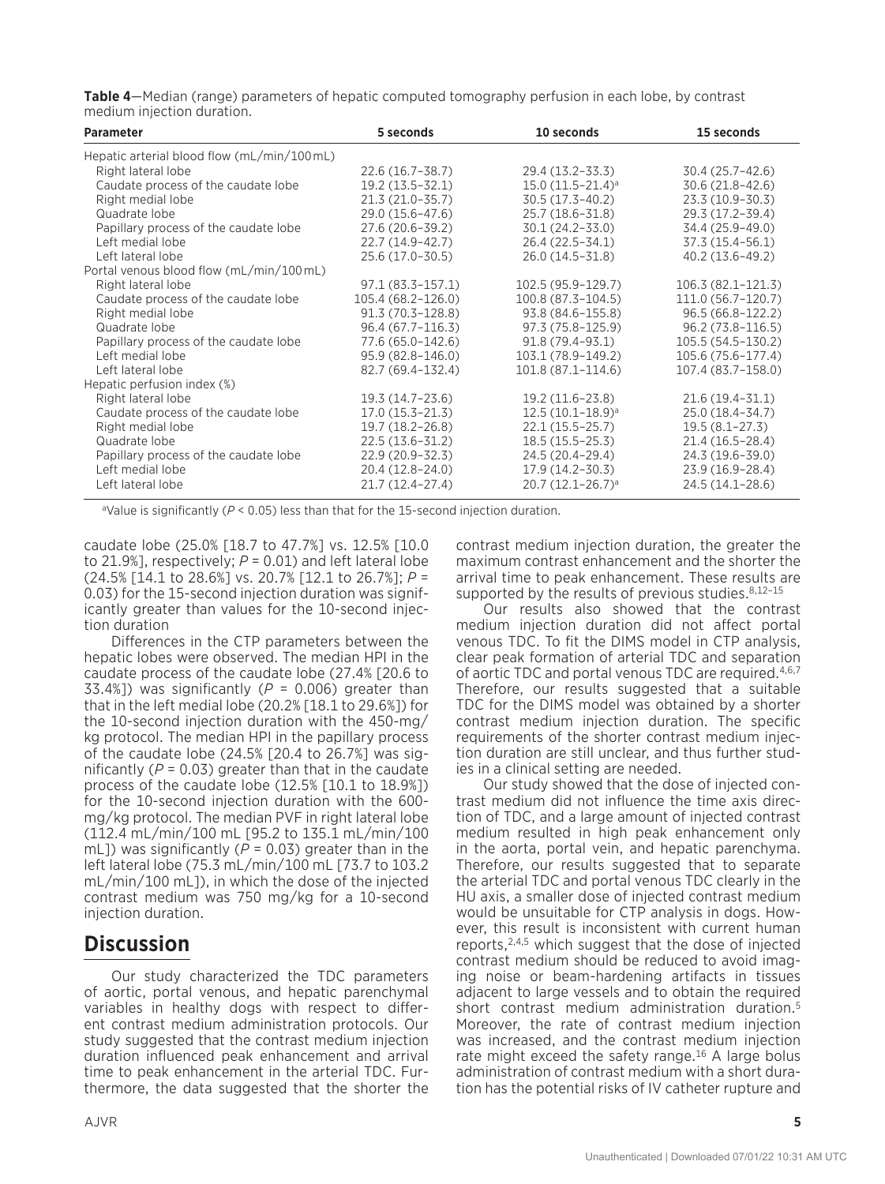**Table 4**—Median (range) parameters of hepatic computed tomography perfusion in each lobe, by contrast medium injection duration.

| Parameter | 5 seconds | 10 seconds | 15 seconds |
|---|---|---|---|
| Hepatic arterial blood flow (mL/min/100 mL) | | | |
| Right lateral lobe | 22.6 (16.7–38.7) | 29.4 (13.2–33.3) | 30.4 (25.7–42.6) |
| Caudate process of the caudate lobe | 19.2 (13.5–32.1) | 15.0 (11.5–21.4)[a] | 30.6 (21.8–42.6) |
| Right medial lobe | 21.3 (21.0–35.7) | 30.5 (17.3–40.2) | 23.3 (10.9–30.3) |
| Quadrate lobe | 29.0 (15.6–47.6) | 25.7 (18.6–31.8) | 29.3 (17.2–39.4) |
| Papillary process of the caudate lobe | 27.6 (20.6–39.2) | 30.1 (24.2–33.0) | 34.4 (25.9–49.0) |
| Left medial lobe | 22.7 (14.9–42.7) | 26.4 (22.5–34.1) | 37.3 (15.4–56.1) |
| Left lateral lobe | 25.6 (17.0–30.5) | 26.0 (14.5–31.8) | 40.2 (13.6–49.2) |
| Portal venous blood flow (mL/min/100 mL) | | | |
| Right lateral lobe | 97.1 (83.3–157.1) | 102.5 (95.9–129.7) | 106.3 (82.1–121.3) |
| Caudate process of the caudate lobe | 105.4 (68.2–126.0) | 100.8 (87.3–104.5) | 111.0 (56.7–120.7) |
| Right medial lobe | 91.3 (70.3–128.8) | 93.8 (84.6–155.8) | 96.5 (66.8–122.2) |
| Quadrate lobe | 96.4 (67.7–116.3) | 97.3 (75.8–125.9) | 96.2 (73.8–116.5) |
| Papillary process of the caudate lobe | 77.6 (65.0–142.6) | 91.8 (79.4–93.1) | 105.5 (54.5–130.2) |
| Left medial lobe | 95.9 (82.8–146.0) | 103.1 (78.9–149.2) | 105.6 (75.6–177.4) |
| Left lateral lobe | 82.7 (69.4–132.4) | 101.8 (87.1–114.6) | 107.4 (83.7–158.0) |
| Hepatic perfusion index (%) | | | |
| Right lateral lobe | 19.3 (14.7–23.6) | 19.2 (11.6–23.8) | 21.6 (19.4–31.1) |
| Caudate process of the caudate lobe | 17.0 (15.3–21.3) | 12.5 (10.1–18.9)[a] | 25.0 (18.4–34.7) |
| Right medial lobe | 19.7 (18.2–26.8) | 22.1 (15.5–25.7) | 19.5 (8.1–27.3) |
| Quadrate lobe | 22.5 (13.6–31.2) | 18.5 (15.5–25.3) | 21.4 (16.5–28.4) |
| Papillary process of the caudate lobe | 22.9 (20.9–32.3) | 24.5 (20.4–29.4) | 24.3 (19.6–39.0) |
| Left medial lobe | 20.4 (12.8–24.0) | 17.9 (14.2–30.3) | 23.9 (16.9–28.4) |
| Left lateral lobe | 21.7 (12.4–27.4) | 20.7 (12.1–26.7)[a] | 24.5 (14.1–28.6) |

[a]Value is significantly ($P < 0.05$) less than that for the 15-second injection duration.

caudate lobe (25.0% [18.7 to 47.7%] vs. 12.5% [10.0 to 21.9%], respectively; $P = 0.01$) and left lateral lobe (24.5% [14.1 to 28.6%] vs. 20.7% [12.1 to 26.7%]; $P = 0.03$) for the 15-second injection duration was significantly greater than values for the 10-second injection duration

Differences in the CTP parameters between the hepatic lobes were observed. The median HPI in the caudate process of the caudate lobe (27.4% [20.6 to 33.4%]) was significantly ($P = 0.006$) greater than that in the left medial lobe (20.2% [18.1 to 29.6%]) for the 10-second injection duration with the 450-mg/kg protocol. The median HPI in the papillary process of the caudate lobe (24.5% [20.4 to 26.7%] was significantly ($P = 0.03$) greater than that in the caudate process of the caudate lobe (12.5% [10.1 to 18.9%]) for the 10-second injection duration with the 600-mg/kg protocol. The median PVF in right lateral lobe (112.4 mL/min/100 mL [95.2 to 135.1 mL/min/100 mL]) was significantly ($P = 0.03$) greater than in the left lateral lobe (75.3 mL/min/100 mL [73.7 to 103.2 mL/min/100 mL]), in which the dose of the injected contrast medium was 750 mg/kg for a 10-second injection duration.

## Discussion

Our study characterized the TDC parameters of aortic, portal venous, and hepatic parenchymal variables in healthy dogs with respect to different contrast medium administration protocols. Our study suggested that the contrast medium injection duration influenced peak enhancement and arrival time to peak enhancement in the arterial TDC. Furthermore, the data suggested that the shorter the contrast medium injection duration, the greater the maximum contrast enhancement and the shorter the arrival time to peak enhancement. These results are supported by the results of previous studies.[8,12–15]

Our results also showed that the contrast medium injection duration did not affect portal venous TDC. To fit the DIMS model in CTP analysis, clear peak formation of arterial TDC and separation of aortic TDC and portal venous TDC are required.[4,6,7] Therefore, our results suggested that a suitable TDC for the DIMS model was obtained by a shorter contrast medium injection duration. The specific requirements of the shorter contrast medium injection duration are still unclear, and thus further studies in a clinical setting are needed.

Our study showed that the dose of injected contrast medium did not influence the time axis direction of TDC, and a large amount of injected contrast medium resulted in high peak enhancement only in the aorta, portal vein, and hepatic parenchyma. Therefore, our results suggested that to separate the arterial TDC and portal venous TDC clearly in the HU axis, a smaller dose of injected contrast medium would be unsuitable for CTP analysis in dogs. However, this result is inconsistent with current human reports,[2,4,5] which suggest that the dose of injected contrast medium should be reduced to avoid imaging noise or beam-hardening artifacts in tissues adjacent to large vessels and to obtain the required short contrast medium administration duration.[5] Moreover, the rate of contrast medium injection was increased, and the contrast medium injection rate might exceed the safety range.[16] A large bolus administration of contrast medium with a short duration has the potential risks of IV catheter rupture and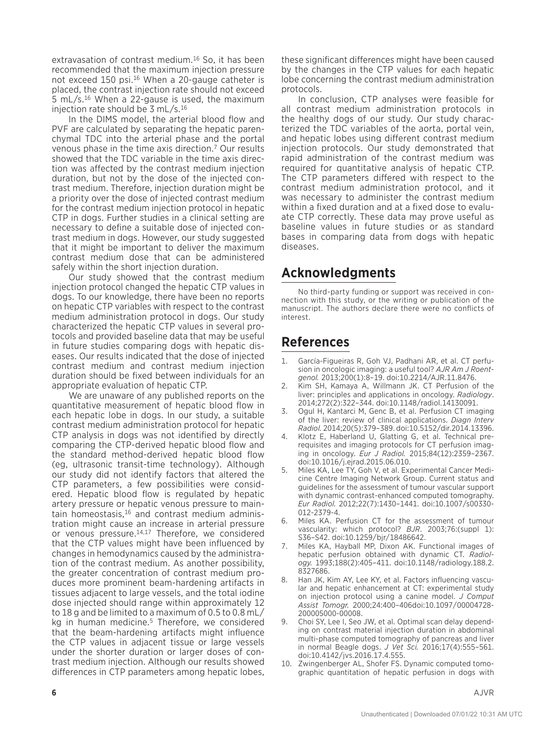extravasation of contrast medium.[16] So, it has been recommended that the maximum injection pressure not exceed 150 psi.[16] When a 20-gauge catheter is placed, the contrast injection rate should not exceed 5 mL/s.[16] When a 22-gause is used, the maximum injection rate should be 3 mL/s.[16]

In the DIMS model, the arterial blood flow and PVF are calculated by separating the hepatic parenchymal TDC into the arterial phase and the portal venous phase in the time axis direction.[7] Our results showed that the TDC variable in the time axis direction was affected by the contrast medium injection duration, but not by the dose of the injected contrast medium. Therefore, injection duration might be a priority over the dose of injected contrast medium for the contrast medium injection protocol in hepatic CTP in dogs. Further studies in a clinical setting are necessary to define a suitable dose of injected contrast medium in dogs. However, our study suggested that it might be important to deliver the maximum contrast medium dose that can be administered safely within the short injection duration.

Our study showed that the contrast medium injection protocol changed the hepatic CTP values in dogs. To our knowledge, there have been no reports on hepatic CTP variables with respect to the contrast medium administration protocol in dogs. Our study characterized the hepatic CTP values in several protocols and provided baseline data that may be useful in future studies comparing dogs with hepatic diseases. Our results indicated that the dose of injected contrast medium and contrast medium injection duration should be fixed between individuals for an appropriate evaluation of hepatic CTP.

We are unaware of any published reports on the quantitative measurement of hepatic blood flow in each hepatic lobe in dogs. In our study, a suitable contrast medium administration protocol for hepatic CTP analysis in dogs was not identified by directly comparing the CTP-derived hepatic blood flow and the standard method-derived hepatic blood flow (eg, ultrasonic transit-time technology). Although our study did not identify factors that altered the CTP parameters, a few possibilities were considered. Hepatic blood flow is regulated by hepatic artery pressure or hepatic venous pressure to maintain homeostasis,[16] and contrast medium administration might cause an increase in arterial pressure or venous pressure.[14,17] Therefore, we considered that the CTP values might have been influenced by changes in hemodynamics caused by the administration of the contrast medium. As another possibility, the greater concentration of contrast medium produces more prominent beam-hardening artifacts in tissues adjacent to large vessels, and the total iodine dose injected should range within approximately 12 to 18 g and be limited to a maximum of 0.5 to 0.8 mL/kg in human medicine.[5] Therefore, we considered that the beam-hardening artifacts might influence the CTP values in adjacent tissue or large vessels under the shorter duration or larger doses of contrast medium injection. Although our results showed differences in CTP parameters among hepatic lobes, these significant differences might have been caused by the changes in the CTP values for each hepatic lobe concerning the contrast medium administration protocols.

In conclusion, CTP analyses were feasible for all contrast medium administration protocols in the healthy dogs of our study. Our study characterized the TDC variables of the aorta, portal vein, and hepatic lobes using different contrast medium injection protocols. Our study demonstrated that rapid administration of the contrast medium was required for quantitative analysis of hepatic CTP. The CTP parameters differed with respect to the contrast medium administration protocol, and it was necessary to administer the contrast medium within a fixed duration and at a fixed dose to evaluate CTP correctly. These data may prove useful as baseline values in future studies or as standard bases in comparing data from dogs with hepatic diseases.

## Acknowledgments

No third-party funding or support was received in connection with this study, or the writing or publication of the manuscript. The authors declare there were no conflicts of interest.

## References

1. García-Figueiras R, Goh VJ, Padhani AR, et al. CT perfusion in oncologic imaging: a useful tool? *AJR Am J Roentgenol.* 2013;200(1):8–19. doi:10.2214/AJR.11.8476.
2. Kim SH, Kamaya A, Willmann JK. CT Perfusion of the liver: principles and applications in oncology. *Radiology*. 2014;272(2):322–344. doi:10.1148/radiol.14130091.
3. Ogul H, Kantarci M, Genc B, et al. Perfusion CT imaging of the liver: review of clinical applications. *Diagn Interv Radiol.* 2014;20(5):379–389. doi:10.5152/dir.2014.13396.
4. Klotz E, Haberland U, Glatting G, et al. Technical prerequisites and imaging protocols for CT perfusion imaging in oncology. *Eur J Radiol.* 2015;84(12):2359–2367. doi:10.1016/j.ejrad.2015.06.010.
5. Miles KA, Lee TY, Goh V, et al. Experimental Cancer Medicine Centre Imaging Network Group. Current status and guidelines for the assessment of tumour vascular support with dynamic contrast-enhanced computed tomography. *Eur Radiol.* 2012;22(7):1430–1441. doi:10.1007/s00330-012-2379-4.
6. Miles KA. Perfusion CT for the assessment of tumour vascularity: which protocol? *BJR*. 2003;76:(suppl 1):S36–S42. doi:10.1259/bjr/18486642.
7. Miles KA, Hayball MP, Dixon AK. Functional images of hepatic perfusion obtained with dynamic CT. *Radiology.* 1993;188(2):405–411. doi:10.1148/radiology.188.2.8327686.
8. Han JK, Kim AY, Lee KY, et al. Factors influencing vascular and hepatic enhancement at CT: experimental study on injection protocol using a canine model. *J Comput Assist Tomogr.* 2000;24:400–406doi:10.1097/00004728-200005000-00008.
9. Choi SY, Lee I, Seo JW, et al. Optimal scan delay depending on contrast material injection duration in abdominal multi-phase computed tomography of pancreas and liver in normal Beagle dogs. *J Vet Sci.* 2016;17(4):555–561. doi:10.4142/jvs.2016.17.4.555.
10. Zwingenberger AL, Shofer FS. Dynamic computed tomographic quantitation of hepatic perfusion in dogs with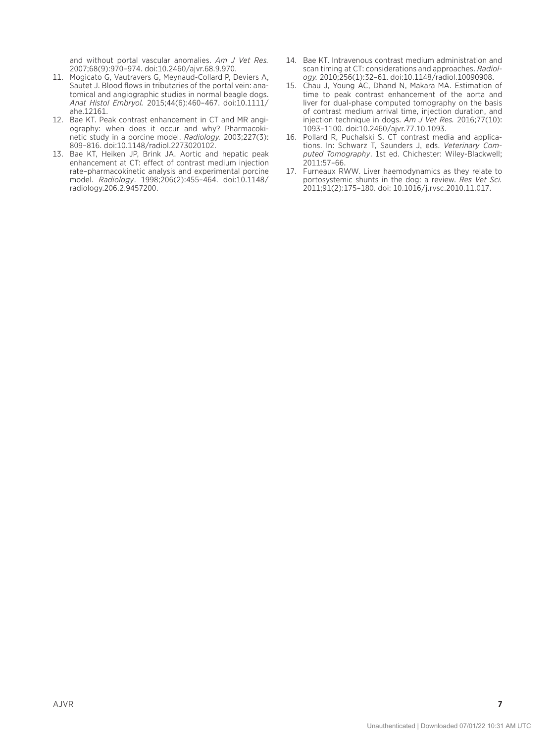and without portal vascular anomalies. *Am J Vet Res.* 2007;68(9):970–974. doi:10.2460/ajvr.68.9.970.

11. Mogicato G, Vautravers G, Meynaud-Collard P, Deviers A, Sautet J. Blood flows in tributaries of the portal vein: anatomical and angiographic studies in normal beagle dogs. *Anat Histol Embryol.* 2015;44(6):460–467. doi:10.1111/ahe.12161.
12. Bae KT. Peak contrast enhancement in CT and MR angiography: when does it occur and why? Pharmacokinetic study in a porcine model. *Radiology.* 2003;227(3): 809–816. doi:10.1148/radiol.2273020102.
13. Bae KT, Heiken JP, Brink JA. Aortic and hepatic peak enhancement at CT: effect of contrast medium injection rate–pharmacokinetic analysis and experimental porcine model. *Radiology*. 1998;206(2):455–464. doi:10.1148/radiology.206.2.9457200.
14. Bae KT. Intravenous contrast medium administration and scan timing at CT: considerations and approaches. *Radiology.* 2010;256(1):32–61. doi:10.1148/radiol.10090908.
15. Chau J, Young AC, Dhand N, Makara MA. Estimation of time to peak contrast enhancement of the aorta and liver for dual-phase computed tomography on the basis of contrast medium arrival time, injection duration, and injection technique in dogs. *Am J Vet Res.* 2016;77(10): 1093–1100. doi:10.2460/ajvr.77.10.1093.
16. Pollard R, Puchalski S. CT contrast media and applications. In: Schwarz T, Saunders J, eds. *Veterinary Computed Tomography*. 1st ed. Chichester: Wiley-Blackwell; 2011:57–66.
17. Furneaux RWW. Liver haemodynamics as they relate to portosystemic shunts in the dog: a review. *Res Vet Sci.* 2011;91(2):175–180. doi: 10.1016/j.rvsc.2010.11.017.